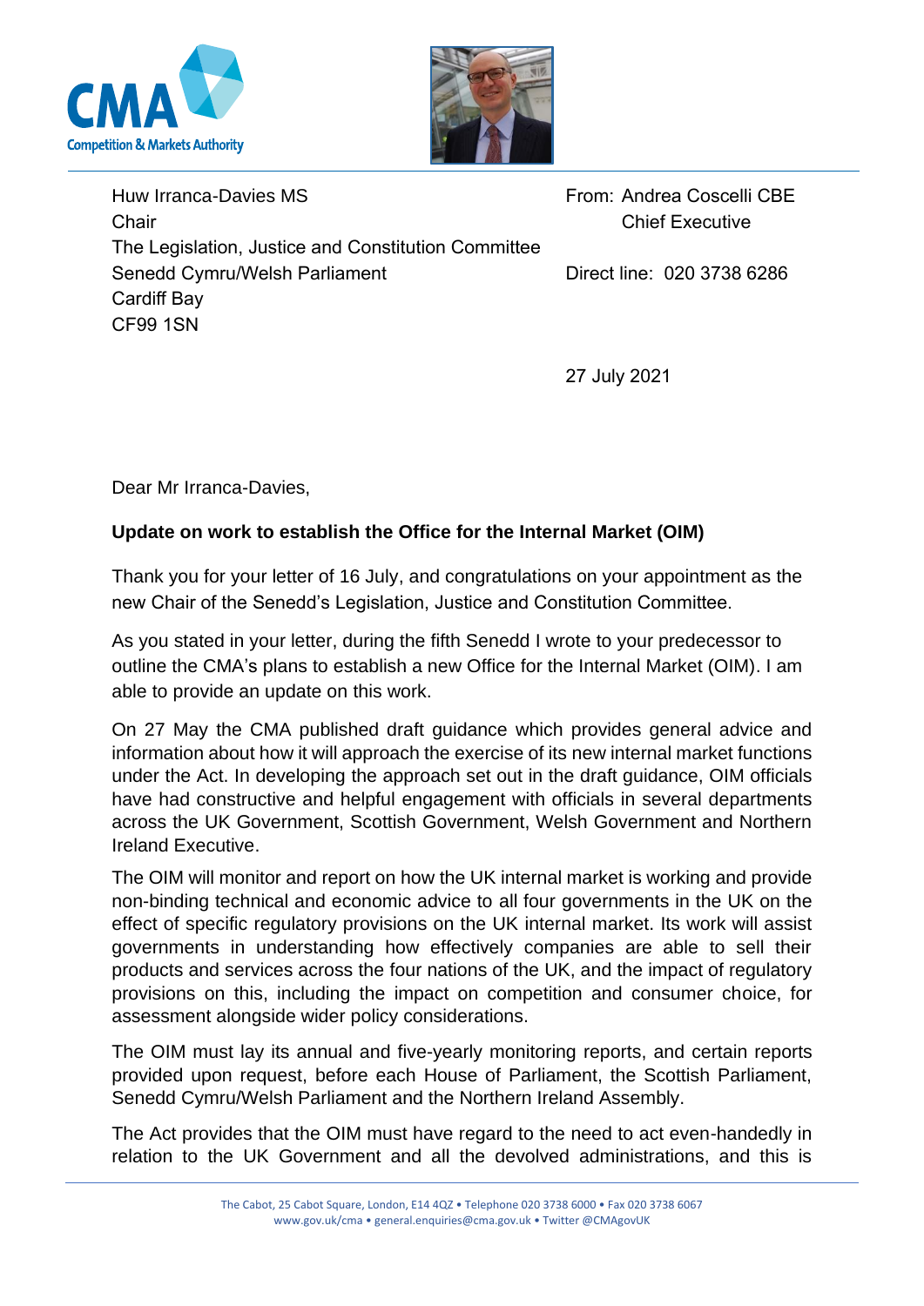Huw Irranca-Davies MS
Chair
The Legislation, Justice and Constitution Committee
Senedd Cymru/Welsh Parliament
Cardiff Bay
CF99 1SN

From: Andrea Coscelli CBE
Chief Executive

Direct line: 020 3738 6286

27 July 2021

Dear Mr Irranca-Davies,

**Update on work to establish the Office for the Internal Market (OIM)**

Thank you for your letter of 16 July, and congratulations on your appointment as the new Chair of the Senedd's Legislation, Justice and Constitution Committee.

As you stated in your letter, during the fifth Senedd I wrote to your predecessor to outline the CMA's plans to establish a new Office for the Internal Market (OIM). I am able to provide an update on this work.

On 27 May the CMA published draft guidance which provides general advice and information about how it will approach the exercise of its new internal market functions under the Act. In developing the approach set out in the draft guidance, OIM officials have had constructive and helpful engagement with officials in several departments across the UK Government, Scottish Government, Welsh Government and Northern Ireland Executive.

The OIM will monitor and report on how the UK internal market is working and provide non-binding technical and economic advice to all four governments in the UK on the effect of specific regulatory provisions on the UK internal market. Its work will assist governments in understanding how effectively companies are able to sell their products and services across the four nations of the UK, and the impact of regulatory provisions on this, including the impact on competition and consumer choice, for assessment alongside wider policy considerations.

The OIM must lay its annual and five-yearly monitoring reports, and certain reports provided upon request, before each House of Parliament, the Scottish Parliament, Senedd Cymru/Welsh Parliament and the Northern Ireland Assembly.

The Act provides that the OIM must have regard to the need to act even-handedly in relation to the UK Government and all the devolved administrations, and this is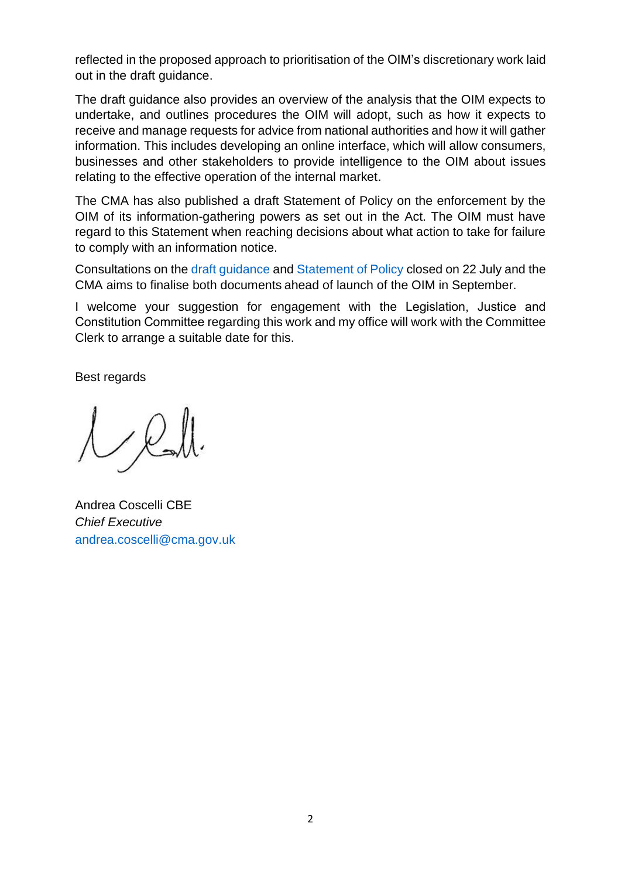reflected in the proposed approach to prioritisation of the OIM's discretionary work laid out in the draft guidance.

The draft guidance also provides an overview of the analysis that the OIM expects to undertake, and outlines procedures the OIM will adopt, such as how it expects to receive and manage requests for advice from national authorities and how it will gather information. This includes developing an online interface, which will allow consumers, businesses and other stakeholders to provide intelligence to the OIM about issues relating to the effective operation of the internal market.

The CMA has also published a draft Statement of Policy on the enforcement by the OIM of its information-gathering powers as set out in the Act. The OIM must have regard to this Statement when reaching decisions about what action to take for failure to comply with an information notice.

Consultations on the draft guidance and Statement of Policy closed on 22 July and the CMA aims to finalise both documents ahead of launch of the OIM in September.

I welcome your suggestion for engagement with the Legislation, Justice and Constitution Committee regarding this work and my office will work with the Committee Clerk to arrange a suitable date for this.

Best regards

Andrea Coscelli CBE
*Chief Executive*
andrea.coscelli@cma.gov.uk